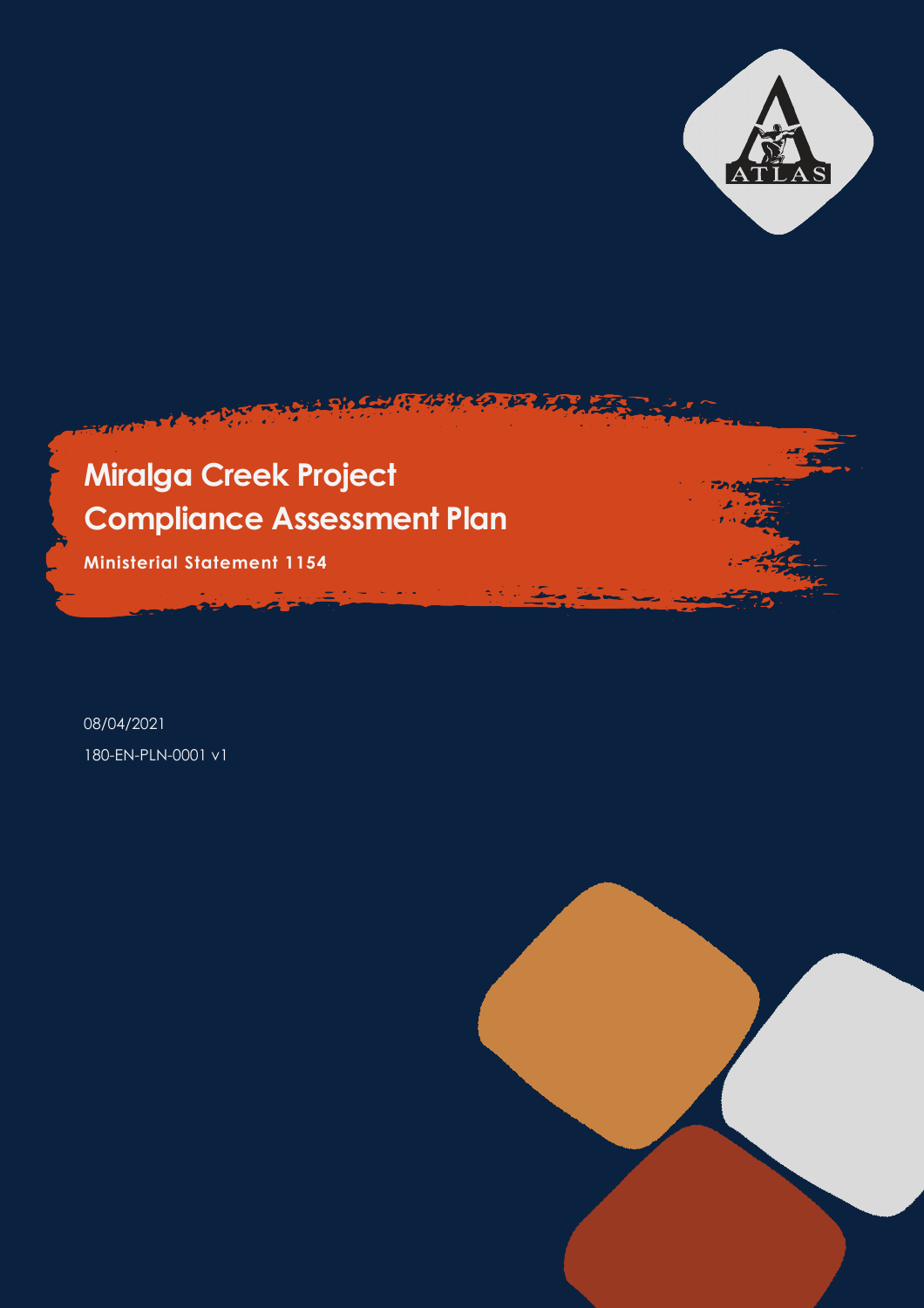# Miralga Creek Project Compliance Assessment Plan

**Ministerial Statement 1154**

08/04/2021

180-EN-PLN-0001 v1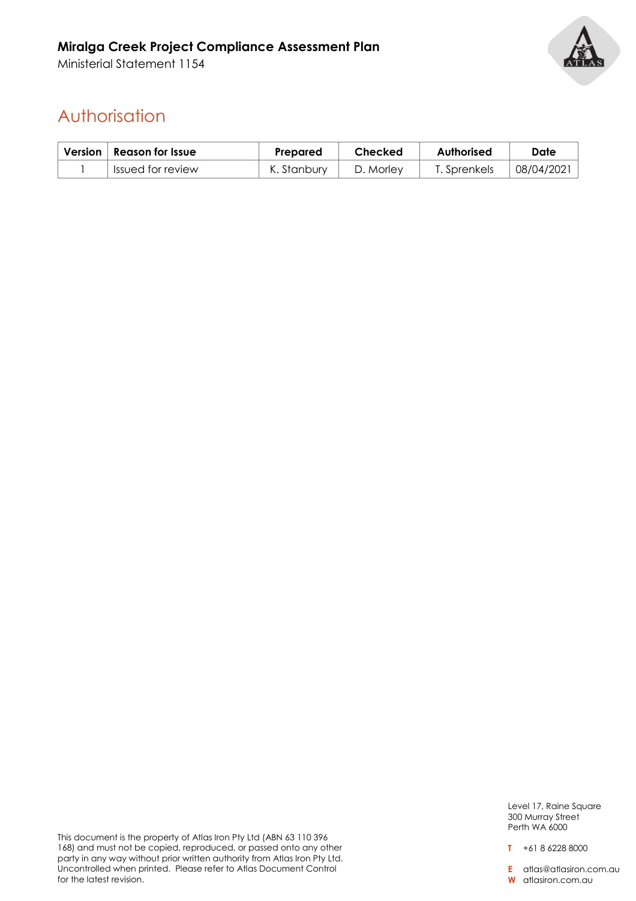## Authorisation

| Version | Reason for Issue | Prepared | Checked | Authorised | Date |
|---|---|---|---|---|---|
| 1 | Issued for review | K. Stanbury | D. Morley | T. Sprenkels | 08/04/2021 |

This document is the property of Atlas Iron Pty Ltd (ABN 63 110 396 168) and must not be copied, reproduced, or passed onto any other party in any way without prior written authority from Atlas Iron Pty Ltd. Uncontrolled when printed. Please refer to Atlas Document Control for the latest revision.

Level 17, Raine Square
300 Murray Street
Perth WA 6000

**T** +61 8 6228 8000

**E** atlas@atlasiron.com.au
**W** atlasiron.com.au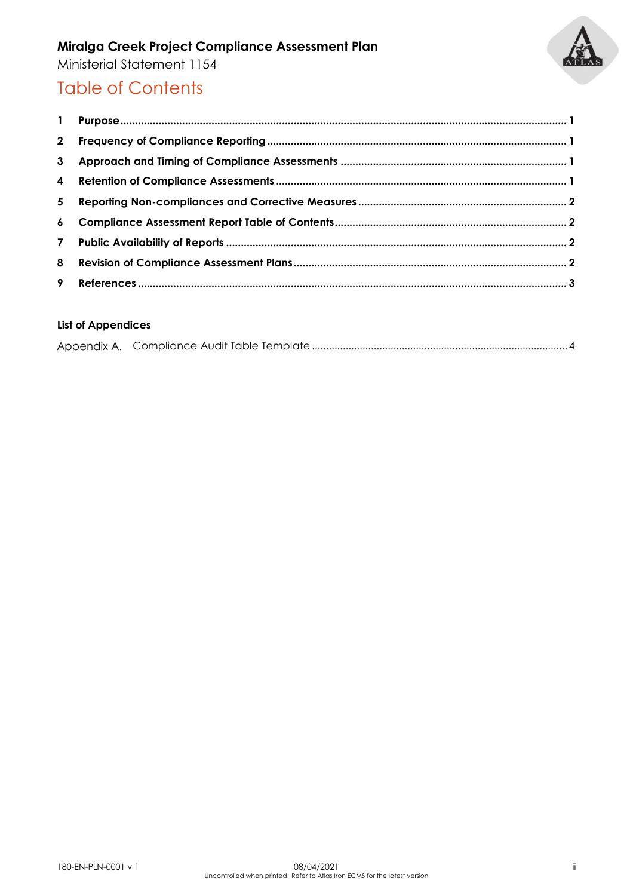# Table of Contents

| | | |
|---|---|---|
| **1** | **Purpose** | **1** |
| **2** | **Frequency of Compliance Reporting** | **1** |
| **3** | **Approach and Timing of Compliance Assessments** | **1** |
| **4** | **Retention of Compliance Assessments** | **1** |
| **5** | **Reporting Non-compliances and Corrective Measures** | **2** |
| **6** | **Compliance Assessment Report Table of Contents** | **2** |
| **7** | **Public Availability of Reports** | **2** |
| **8** | **Revision of Compliance Assessment Plans** | **2** |
| **9** | **References** | **3** |

### List of Appendices

| | |
|---|---|
| Appendix A. Compliance Audit Table Template | 4 |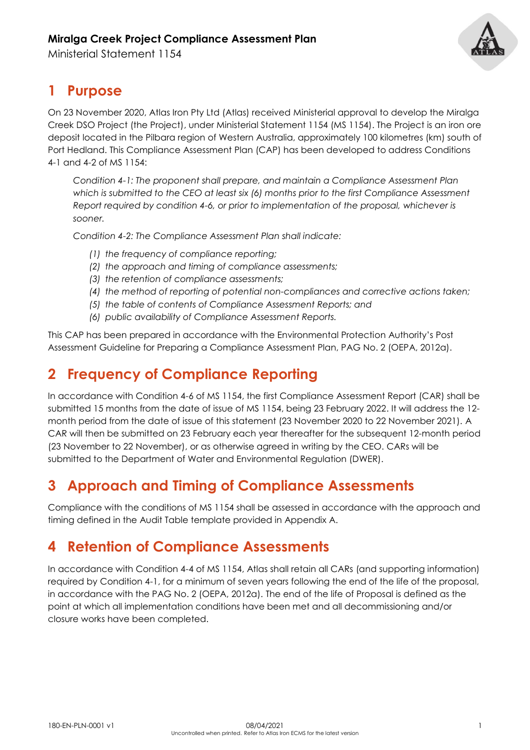# 1 Purpose

On 23 November 2020, Atlas Iron Pty Ltd (Atlas) received Ministerial approval to develop the Miralga Creek DSO Project (the Project), under Ministerial Statement 1154 (MS 1154). The Project is an iron ore deposit located in the Pilbara region of Western Australia, approximately 100 kilometres (km) south of Port Hedland. This Compliance Assessment Plan (CAP) has been developed to address Conditions 4-1 and 4-2 of MS 1154:

> *Condition 4-1: The proponent shall prepare, and maintain a Compliance Assessment Plan which is submitted to the CEO at least six (6) months prior to the first Compliance Assessment Report required by condition 4-6, or prior to implementation of the proposal, whichever is sooner.*
>
> *Condition 4-2: The Compliance Assessment Plan shall indicate:*
>
> *(1) the frequency of compliance reporting;*
> *(2) the approach and timing of compliance assessments;*
> *(3) the retention of compliance assessments;*
> *(4) the method of reporting of potential non-compliances and corrective actions taken;*
> *(5) the table of contents of Compliance Assessment Reports; and*
> *(6) public availability of Compliance Assessment Reports.*

This CAP has been prepared in accordance with the Environmental Protection Authority's Post Assessment Guideline for Preparing a Compliance Assessment Plan, PAG No. 2 (OEPA, 2012a).

# 2 Frequency of Compliance Reporting

In accordance with Condition 4-6 of MS 1154, the first Compliance Assessment Report (CAR) shall be submitted 15 months from the date of issue of MS 1154, being 23 February 2022. It will address the 12-month period from the date of issue of this statement (23 November 2020 to 22 November 2021). A CAR will then be submitted on 23 February each year thereafter for the subsequent 12-month period (23 November to 22 November), or as otherwise agreed in writing by the CEO. CARs will be submitted to the Department of Water and Environmental Regulation (DWER).

# 3 Approach and Timing of Compliance Assessments

Compliance with the conditions of MS 1154 shall be assessed in accordance with the approach and timing defined in the Audit Table template provided in Appendix A.

# 4 Retention of Compliance Assessments

In accordance with Condition 4-4 of MS 1154, Atlas shall retain all CARs (and supporting information) required by Condition 4-1, for a minimum of seven years following the end of the life of the proposal, in accordance with the PAG No. 2 (OEPA, 2012a). The end of the life of Proposal is defined as the point at which all implementation conditions have been met and all decommissioning and/or closure works have been completed.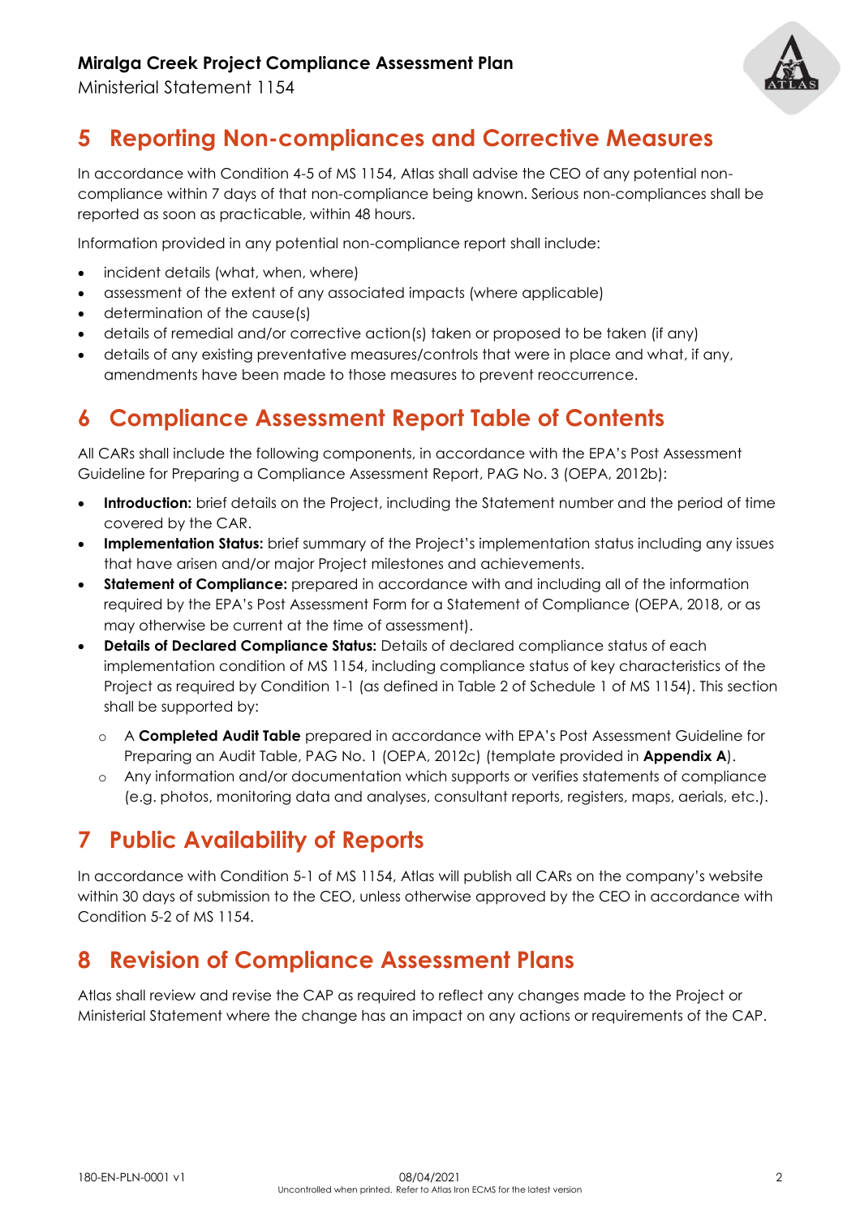# 5 Reporting Non-compliances and Corrective Measures

In accordance with Condition 4-5 of MS 1154, Atlas shall advise the CEO of any potential non-compliance within 7 days of that non-compliance being known. Serious non-compliances shall be reported as soon as practicable, within 48 hours.

Information provided in any potential non-compliance report shall include:

- incident details (what, when, where)
- assessment of the extent of any associated impacts (where applicable)
- determination of the cause(s)
- details of remedial and/or corrective action(s) taken or proposed to be taken (if any)
- details of any existing preventative measures/controls that were in place and what, if any, amendments have been made to those measures to prevent reoccurrence.

# 6 Compliance Assessment Report Table of Contents

All CARs shall include the following components, in accordance with the EPA's Post Assessment Guideline for Preparing a Compliance Assessment Report, PAG No. 3 (OEPA, 2012b):

- **Introduction:** brief details on the Project, including the Statement number and the period of time covered by the CAR.
- **Implementation Status:** brief summary of the Project's implementation status including any issues that have arisen and/or major Project milestones and achievements.
- **Statement of Compliance:** prepared in accordance with and including all of the information required by the EPA's Post Assessment Form for a Statement of Compliance (OEPA, 2018, or as may otherwise be current at the time of assessment).
- **Details of Declared Compliance Status:** Details of declared compliance status of each implementation condition of MS 1154, including compliance status of key characteristics of the Project as required by Condition 1-1 (as defined in Table 2 of Schedule 1 of MS 1154). This section shall be supported by:
  - A **Completed Audit Table** prepared in accordance with EPA's Post Assessment Guideline for Preparing an Audit Table, PAG No. 1 (OEPA, 2012c) (template provided in **Appendix A**).
  - Any information and/or documentation which supports or verifies statements of compliance (e.g. photos, monitoring data and analyses, consultant reports, registers, maps, aerials, etc.).

# 7 Public Availability of Reports

In accordance with Condition 5-1 of MS 1154, Atlas will publish all CARs on the company's website within 30 days of submission to the CEO, unless otherwise approved by the CEO in accordance with Condition 5-2 of MS 1154.

# 8 Revision of Compliance Assessment Plans

Atlas shall review and revise the CAP as required to reflect any changes made to the Project or Ministerial Statement where the change has an impact on any actions or requirements of the CAP.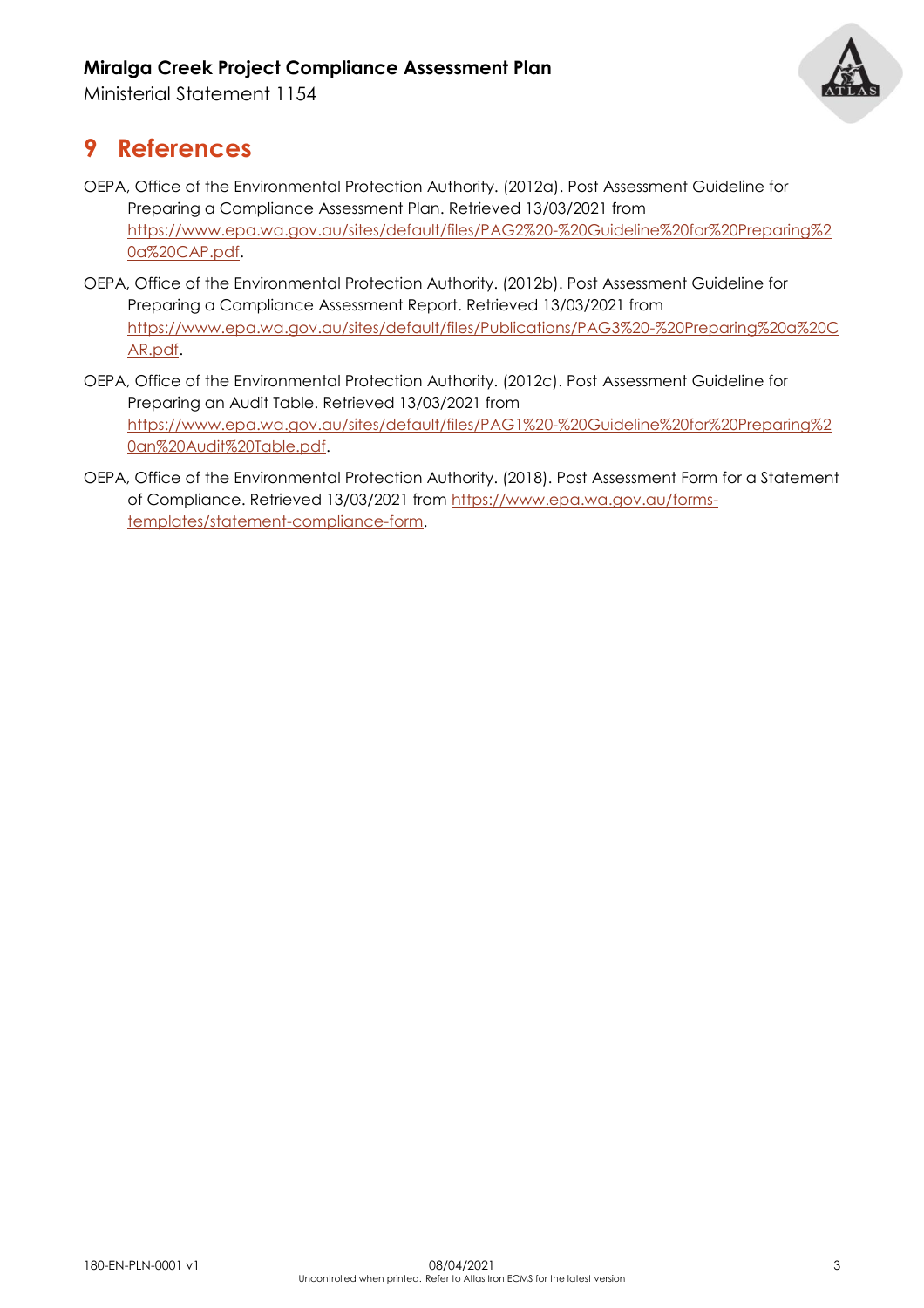# 9 References

OEPA, Office of the Environmental Protection Authority. (2012a). Post Assessment Guideline for Preparing a Compliance Assessment Plan. Retrieved 13/03/2021 from https://www.epa.wa.gov.au/sites/default/files/PAG2%20-%20Guideline%20for%20Preparing%20a%20CAP.pdf.

OEPA, Office of the Environmental Protection Authority. (2012b). Post Assessment Guideline for Preparing a Compliance Assessment Report. Retrieved 13/03/2021 from https://www.epa.wa.gov.au/sites/default/files/Publications/PAG3%20-%20Preparing%20a%20CAR.pdf.

OEPA, Office of the Environmental Protection Authority. (2012c). Post Assessment Guideline for Preparing an Audit Table. Retrieved 13/03/2021 from https://www.epa.wa.gov.au/sites/default/files/PAG1%20-%20Guideline%20for%20Preparing%20an%20Audit%20Table.pdf.

OEPA, Office of the Environmental Protection Authority. (2018). Post Assessment Form for a Statement of Compliance. Retrieved 13/03/2021 from https://www.epa.wa.gov.au/forms-templates/statement-compliance-form.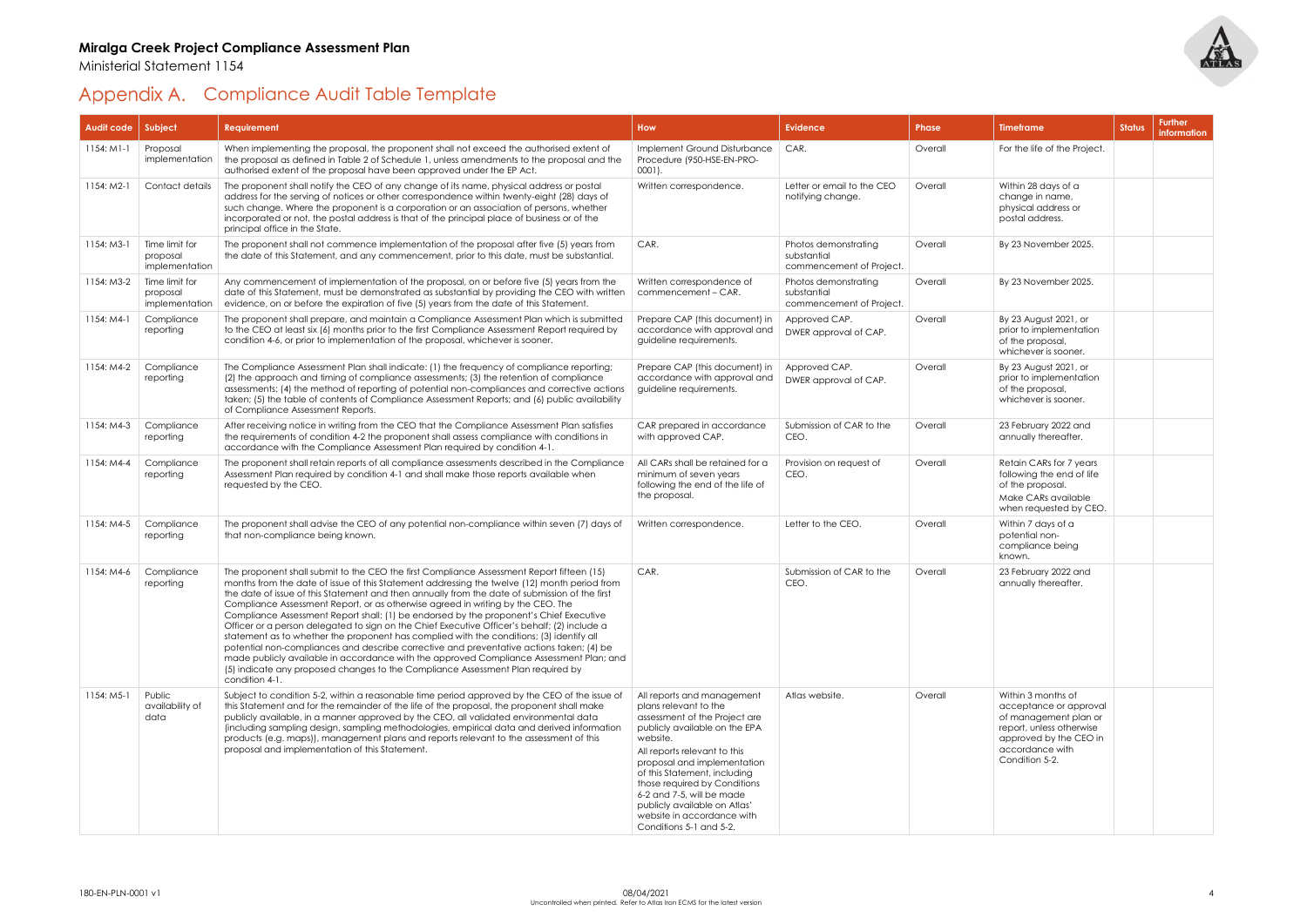# Appendix A. Compliance Audit Table Template

| Audit code | Subject | Requirement | How | Evidence | Phase | Timeframe | Status | Further information |
|---|---|---|---|---|---|---|---|---|
| 1154: M1-1 | Proposal implementation | When implementing the proposal, the proponent shall not exceed the authorised extent of the proposal as defined in Table 2 of Schedule 1, unless amendments to the proposal and the authorised extent of the proposal have been approved under the EP Act. | Implement Ground Disturbance Procedure (950-HSE-EN-PRO-0001). | CAR. | Overall | For the life of the Project. | | |
| 1154: M2-1 | Contact details | The proponent shall notify the CEO of any change of its name, physical address or postal address for the serving of notices or other correspondence within twenty-eight (28) days of such change. Where the proponent is a corporation or an association of persons, whether incorporated or not, the postal address is that of the principal place of business or of the principal office in the State. | Written correspondence. | Letter or email to the CEO notifying change. | Overall | Within 28 days of a change in name, physical address or postal address. | | |
| 1154: M3-1 | Time limit for proposal implementation | The proponent shall not commence implementation of the proposal after five (5) years from the date of this Statement, and any commencement, prior to this date, must be substantial. | CAR. | Photos demonstrating substantial commencement of Project. | Overall | By 23 November 2025. | | |
| 1154: M3-2 | Time limit for proposal implementation | Any commencement of implementation of the proposal, on or before five (5) years from the date of this Statement, must be demonstrated as substantial by providing the CEO with written evidence, on or before the expiration of five (5) years from the date of this Statement. | Written correspondence of commencement – CAR. | Photos demonstrating substantial commencement of Project. | Overall | By 23 November 2025. | | |
| 1154: M4-1 | Compliance reporting | The proponent shall prepare, and maintain a Compliance Assessment Plan which is submitted to the CEO at least six (6) months prior to the first Compliance Assessment Report required by condition 4-6, or prior to implementation of the proposal, whichever is sooner. | Prepare CAP (this document) in accordance with approval and guideline requirements. | Approved CAP. DWER approval of CAP. | Overall | By 23 August 2021, or prior to implementation of the proposal, whichever is sooner. | | |
| 1154: M4-2 | Compliance reporting | The Compliance Assessment Plan shall indicate: (1) the frequency of compliance reporting; (2) the approach and timing of compliance assessments; (3) the retention of compliance assessments; (4) the method of reporting of potential non-compliances and corrective actions taken; (5) the table of contents of Compliance Assessment Reports; and (6) public availability of Compliance Assessment Reports. | Prepare CAP (this document) in accordance with approval and guideline requirements. | Approved CAP. DWER approval of CAP. | Overall | By 23 August 2021, or prior to implementation of the proposal, whichever is sooner. | | |
| 1154: M4-3 | Compliance reporting | After receiving notice in writing from the CEO that the Compliance Assessment Plan satisfies the requirements of condition 4-2 the proponent shall assess compliance with conditions in accordance with the Compliance Assessment Plan required by condition 4-1. | CAR prepared in accordance with approved CAP. | Submission of CAR to the CEO. | Overall | 23 February 2022 and annually thereafter. | | |
| 1154: M4-4 | Compliance reporting | The proponent shall retain reports of all compliance assessments described in the Compliance Assessment Plan required by condition 4-1 and shall make those reports available when requested by the CEO. | All CARs shall be retained for a minimum of seven years following the end of the life of the proposal. | Provision on request of CEO. | Overall | Retain CARs for 7 years following the end of life of the proposal. Make CARs available when requested by CEO. | | |
| 1154: M4-5 | Compliance reporting | The proponent shall advise the CEO of any potential non-compliance within seven (7) days of that non-compliance being known. | Written correspondence. | Letter to the CEO. | Overall | Within 7 days of a potential non-compliance being known. | | |
| 1154: M4-6 | Compliance reporting | The proponent shall submit to the CEO the first Compliance Assessment Report fifteen (15) months from the date of issue of this Statement addressing the twelve (12) month period from the date of issue of this Statement and then annually from the date of submission of the first Compliance Assessment Report, or as otherwise agreed in writing by the CEO. The Compliance Assessment Report shall: (1) be endorsed by the proponent's Chief Executive Officer or a person delegated to sign on the Chief Executive Officer's behalf; (2) include a statement as to whether the proponent has complied with the conditions; (3) identify all potential non-compliances and describe corrective and preventative actions taken; (4) be made publicly available in accordance with the approved Compliance Assessment Plan; and (5) indicate any proposed changes to the Compliance Assessment Plan required by condition 4-1. | CAR. | Submission of CAR to the CEO. | Overall | 23 February 2022 and annually thereafter. | | |
| 1154: M5-1 | Public availability of data | Subject to condition 5-2, within a reasonable time period approved by the CEO of the issue of this Statement and for the remainder of the life of the proposal, the proponent shall make publicly available, in a manner approved by the CEO, all validated environmental data (including sampling design, sampling methodologies, empirical data and derived information products (e.g. maps)), management plans and reports relevant to the assessment of this proposal and implementation of this Statement. | All reports and management plans relevant to the assessment of the Project are publicly available on the EPA website. All reports relevant to this proposal and implementation of this Statement, including those required by Conditions 6-2 and 7-5, will be made publicly available on Atlas' website in accordance with Conditions 5-1 and 5-2. | Atlas website. | Overall | Within 3 months of acceptance or approval of management plan or report, unless otherwise approved by the CEO in accordance with Condition 5-2. | | |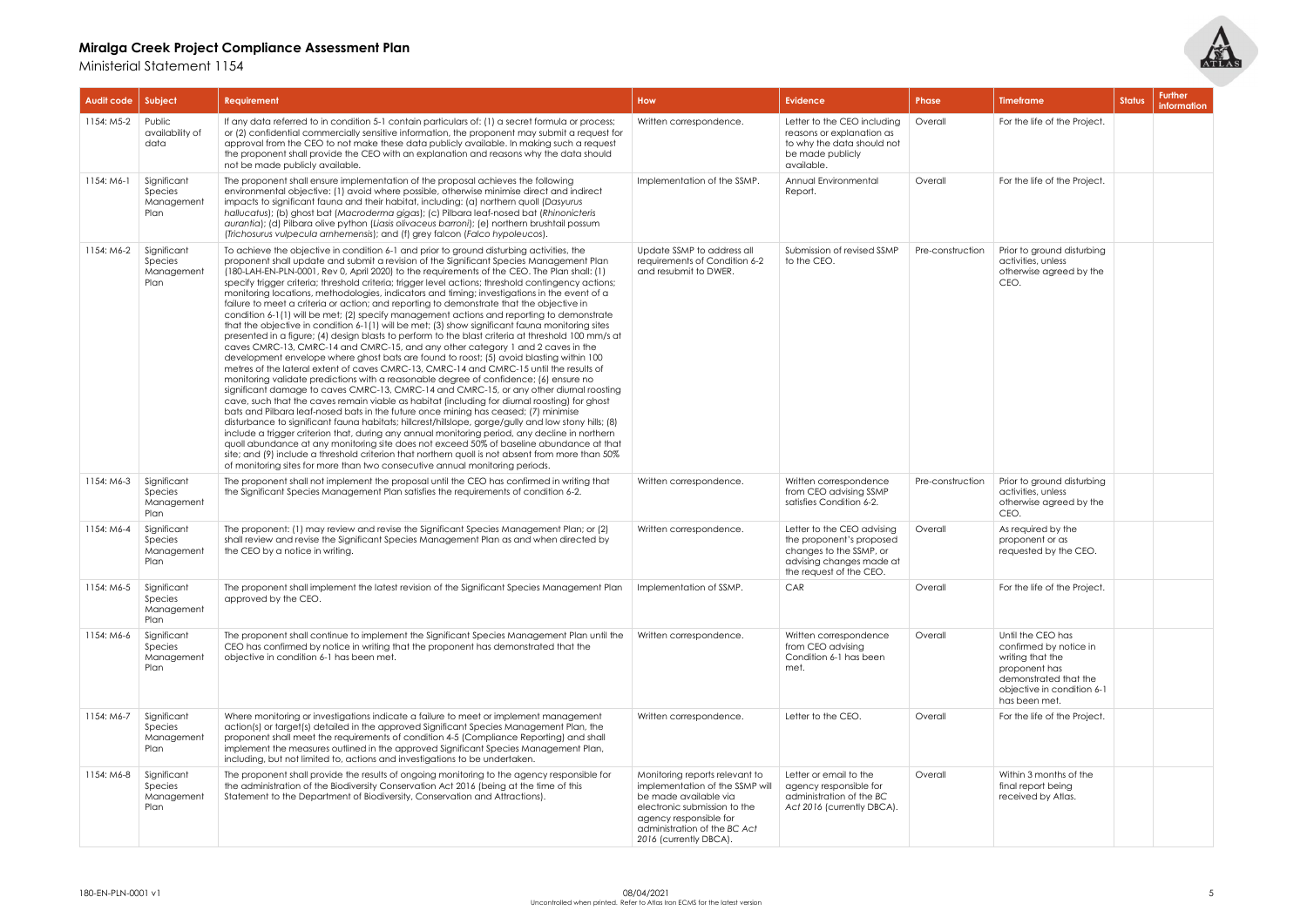# Miralga Creek Project Compliance Assessment Plan

Ministerial Statement 1154

| Audit code | Subject | Requirement | How | Evidence | Phase | Timeframe | Status | Further information |
|---|---|---|---|---|---|---|---|---|
| 1154: M5-2 | Public availability of data | If any data referred to in condition 5-1 contain particulars of: (1) a secret formula or process; or (2) confidential commercially sensitive information, the proponent may submit a request for approval from the CEO to not make these data publicly available. In making such a request the proponent shall provide the CEO with an explanation and reasons why the data should not be made publicly available. | Written correspondence. | Letter to the CEO including reasons or explanation as to why the data should not be made publicly available. | Overall | For the life of the Project. | | |
| 1154: M6-1 | Significant Species Management Plan | The proponent shall ensure implementation of the proposal achieves the following environmental objective: (1) avoid where possible, otherwise minimise direct and indirect impacts to significant fauna and their habitat, including: (a) northern quoll (*Dasyurus hallucatus*); (b) ghost bat (*Macroderma gigas*); (c) Pilbara leaf-nosed bat (*Rhinonicteris aurantia*); (d) Pilbara olive python (*Liasis olivaceus barroni*); (e) northern brushtail possum (*Trichosurus vulpecula arnhemensis*); and (f) grey falcon (*Falco hypoleucos*). | Implementation of the SSMP. | Annual Environmental Report. | Overall | For the life of the Project. | | |
| 1154: M6-2 | Significant Species Management Plan | To achieve the objective in condition 6-1 and prior to ground disturbing activities, the proponent shall update and submit a revision of the Significant Species Management Plan (180-LAH-EN-PLN-0001, Rev 0, April 2020) to the requirements of the CEO. The Plan shall: (1) specify trigger criteria; threshold criteria; trigger level actions; threshold contingency actions; monitoring locations, methodologies, indicators and timing; investigations in the event of a failure to meet a criteria or action; and reporting to demonstrate that the objective in condition 6-1(1) will be met; (2) specify management actions and reporting to demonstrate that the objective in condition 6-1(1) will be met; (3) show significant fauna monitoring sites presented in a figure; (4) design blasts to perform to the blast criteria at threshold 100 mm/s at caves CMRC-13, CMRC-14 and CMRC-15, and any other category 1 and 2 caves in the development envelope where ghost bats are found to roost; (5) avoid blasting within 100 metres of the lateral extent of caves CMRC-13, CMRC-14 and CMRC-15 until the results of monitoring validate predictions with a reasonable degree of confidence; (6) ensure no significant damage to caves CMRC-13, CMRC-14 and CMRC-15, or any other diurnal roosting cave, such that the caves remain viable as habitat (including for diurnal roosting) for ghost bats and Pilbara leaf-nosed bats in the future once mining has ceased; (7) minimise disturbance to significant fauna habitats; hillcrest/hillslope, gorge/gully and low stony hills; (8) include a trigger criterion that, during any annual monitoring period, any decline in northern quoll abundance at any monitoring site does not exceed 50% of baseline abundance at that site; and (9) include a threshold criterion that northern quoll is not absent from more than 50% of monitoring sites for more than two consecutive annual monitoring periods. | Update SSMP to address all requirements of Condition 6-2 and resubmit to DWER. | Submission of revised SSMP to the CEO. | Pre-construction | Prior to ground disturbing activities, unless otherwise agreed by the CEO. | | |
| 1154: M6-3 | Significant Species Management Plan | The proponent shall not implement the proposal until the CEO has confirmed in writing that the Significant Species Management Plan satisfies the requirements of condition 6-2. | Written correspondence. | Written correspondence from CEO advising SSMP satisfies Condition 6-2. | Pre-construction | Prior to ground disturbing activities, unless otherwise agreed by the CEO. | | |
| 1154: M6-4 | Significant Species Management Plan | The proponent: (1) may review and revise the Significant Species Management Plan; or (2) shall review and revise the Significant Species Management Plan as and when directed by the CEO by a notice in writing. | Written correspondence. | Letter to the CEO advising the proponent's proposed changes to the SSMP, or advising changes made at the request of the CEO. | Overall | As required by the proponent or as requested by the CEO. | | |
| 1154: M6-5 | Significant Species Management Plan | The proponent shall implement the latest revision of the Significant Species Management Plan approved by the CEO. | Implementation of SSMP. | CAR | Overall | For the life of the Project. | | |
| 1154: M6-6 | Significant Species Management Plan | The proponent shall continue to implement the Significant Species Management Plan until the CEO has confirmed by notice in writing that the proponent has demonstrated that the objective in condition 6-1 has been met. | Written correspondence. | Written correspondence from CEO advising Condition 6-1 has been met. | Overall | Until the CEO has confirmed by notice in writing that the proponent has demonstrated that the objective in condition 6-1 has been met. | | |
| 1154: M6-7 | Significant Species Management Plan | Where monitoring or investigations indicate a failure to meet or implement management action(s) or target(s) detailed in the approved Significant Species Management Plan, the proponent shall meet the requirements of condition 4-5 (Compliance Reporting) and shall implement the measures outlined in the approved Significant Species Management Plan, including, but not limited to, actions and investigations to be undertaken. | Written correspondence. | Letter to the CEO. | Overall | For the life of the Project. | | |
| 1154: M6-8 | Significant Species Management Plan | The proponent shall provide the results of ongoing monitoring to the agency responsible for the administration of the Biodiversity Conservation Act 2016 (being at the time of this Statement to the Department of Biodiversity, Conservation and Attractions). | Monitoring reports relevant to implementation of the SSMP will be made available via electronic submission to the agency responsible for administration of the *BC Act 2016* (currently DBCA). | Letter or email to the agency responsible for administration of the *BC Act 2016* (currently DBCA). | Overall | Within 3 months of the final report being received by Atlas. | | |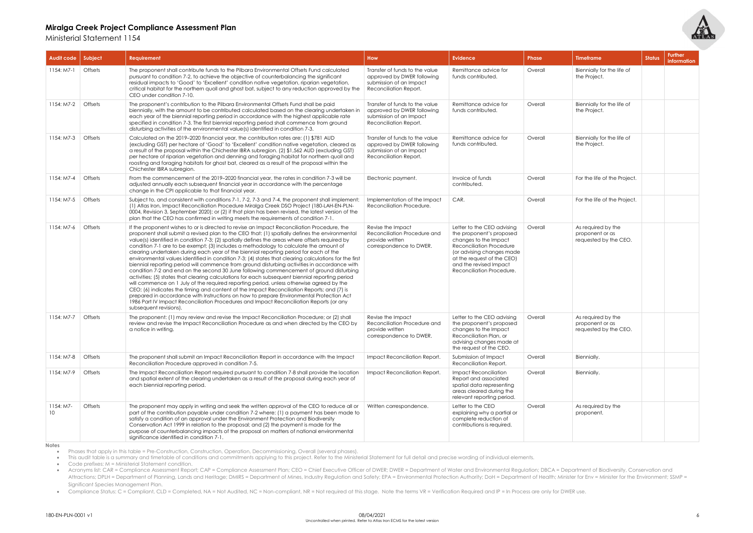# Miralga Creek Project Compliance Assessment Plan

Ministerial Statement 1154

| Audit code | Subject | Requirement | How | Evidence | Phase | Timeframe | Status | Further information |
|---|---|---|---|---|---|---|---|---|
| 1154: M7-1 | Offsets | The proponent shall contribute funds to the Pilbara Environmental Offsets Fund calculated pursuant to condition 7-2, to achieve the objective of counterbalancing the significant residual impacts to 'Good' to 'Excellent' condition native vegetation, riparian vegetation, critical habitat for the northern quoll and ghost bat, subject to any reduction approved by the CEO under condition 7-10. | Transfer of funds to the value approved by DWER following submission of an Impact Reconciliation Report. | Remittance advice for funds contributed. | Overall | Biennially for the life of the Project. | | |
| 1154: M7-2 | Offsets | The proponent's contribution to the Pilbara Environmental Offsets Fund shall be paid biennially, with the amount to be contributed calculated based on the clearing undertaken in each year of the biennial reporting period in accordance with the highest applicable rate specified in condition 7-3. The first biennial reporting period shall commence from ground disturbing activities of the environmental value(s) identified in condition 7-3. | Transfer of funds to the value approved by DWER following submission of an Impact Reconciliation Report. | Remittance advice for funds contributed. | Overall | Biennially for the life of the Project. | | |
| 1154: M7-3 | Offsets | Calculated on the 2019–2020 financial year, the contribution rates are: (1) $781 AUD (excluding GST) per hectare of 'Good' to 'Excellent' condition native vegetation, cleared as a result of the proposal within the Chichester IBRA subregion. (2) $1,562 AUD (excluding GST) per hectare of riparian vegetation and denning and foraging habitat for northern quoll and roosting and foraging habitats for ghost bat, cleared as a result of the proposal within the Chichester IBRA subregion. | Transfer of funds to the value approved by DWER following submission of an Impact Reconciliation Report. | Remittance advice for funds contributed. | Overall | Biennially for the life of the Project. | | |
| 1154: M7-4 | Offsets | From the commencement of the 2019–2020 financial year, the rates in condition 7-3 will be adjusted annually each subsequent financial year in accordance with the percentage change in the CPI applicable to that financial year. | Electronic payment. | Invoice of funds contributed. | Overall | For the life of the Project. | | |
| 1154: M7-5 | Offsets | Subject to, and consistent with conditions 7-1, 7-2, 7-3 and 7-4, the proponent shall implement: (1) Atlas Iron, Impact Reconciliation Procedure Miralga Creek DSO Project (180-LAH-EN-PLN-0004, Revision 3, September 2020); or (2) if that plan has been revised, the latest version of the plan that the CEO has confirmed in writing meets the requirements of condition 7-1. | Implementation of the Impact Reconciliation Procedure. | CAR. | Overall | For the life of the Project. | | |
| 1154: M7-6 | Offsets | If the proponent wishes to or is directed to revise an Impact Reconciliation Procedure, the proponent shall submit a revised plan to the CEO that: (1) spatially defines the environmental value(s) identified in condition 7-3; (2) spatially defines the areas where offsets required by condition 7-1 are to be exempt; (3) includes a methodology to calculate the amount of clearing undertaken during each year of the biennial reporting period for each of the environmental values identified in condition 7-3; (4) states that clearing calculations for the first biennial reporting period will commence from ground disturbing activities in accordance with condition 7-2 and end on the second 30 June following commencement of ground disturbing activities; (5) states that clearing calculations for each subsequent biennial reporting period will commence on 1 July of the required reporting period, unless otherwise agreed by the CEO; (6) indicates the timing and content of the Impact Reconciliation Reports; and (7) is prepared in accordance with Instructions on how to prepare Environmental Protection Act 1986 Part IV Impact Reconciliation Procedures and Impact Reconciliation Reports (or any subsequent revisions). | Revise the Impact Reconciliation Procedure and provide written correspondence to DWER. | Letter to the CEO advising the proponent's proposed changes to the Impact Reconciliation Procedure (or advising changes made at the request of the CEO) and the revised Impact Reconciliation Procedure. | Overall | As required by the proponent or as requested by the CEO. | | |
| 1154: M7-7 | Offsets | The proponent: (1) may review and revise the Impact Reconciliation Procedure; or (2) shall review and revise the Impact Reconciliation Procedure as and when directed by the CEO by a notice in writing. | Revise the Impact Reconciliation Procedure and provide written correspondence to DWER. | Letter to the CEO advising the proponent's proposed changes to the Impact Reconciliation Plan, or advising changes made at the request of the CEO. | Overall | As required by the proponent or as requested by the CEO. | | |
| 1154: M7-8 | Offsets | The proponent shall submit an Impact Reconciliation Report in accordance with the Impact Reconciliation Procedure approved in condition 7-5. | Impact Reconciliation Report. | Submission of Impact Reconciliation Report. | Overall | Biennially. | | |
| 1154: M7-9 | Offsets | The Impact Reconciliation Report required pursuant to condition 7-8 shall provide the location and spatial extent of the clearing undertaken as a result of the proposal during each year of each biennial reporting period. | Impact Reconciliation Report. | Impact Reconciliation Report and associated spatial data representing areas cleared during the relevant reporting period. | Overall | Biennially. | | |
| 1154: M7-10 | Offsets | The proponent may apply in writing and seek the written approval of the CEO to reduce all or part of the contribution payable under condition 7-2 where: (1) a payment has been made to satisfy a condition of an approval under the Environment Protection and Biodiversity Conservation Act 1999 in relation to the proposal; and (2) the payment is made for the purpose of counterbalancing impacts of the proposal on matters of national environmental significance identified in condition 7-1. | Written correspondence. | Letter to the CEO explaining why a partial or complete reduction of contributions is required. | Overall | As required by the proponent. | | |

**Notes**

- Phases that apply in this table = Pre-Construction, Construction, Operation, Decommissioning, Overall (several phases).
- This audit table is a summary and timetable of conditions and commitments applying to this project. Refer to the Ministerial Statement for full detail and precise wording of individual elements.
- Code prefixes: M = Ministerial Statement condition.
- Acronyms list: CAR = Compliance Assessment Report; CAP = Compliance Assessment Plan; CEO = Chief Executive Officer of DWER; DWER = Department of Water and Environmental Regulation; DBCA = Department of Biodiversity, Conservation and Attractions; DPLH = Department of Planning, Lands and Heritage; DMIRS = Department of Mines, Industry Regulation and Safety; EPA = Environmental Protection Authority; DoH = Department of Health; Minister for Env = Minister for the Environment; SSMP = Significant Species Management Plan.
- Compliance Status: C = Compliant, CLD = Completed, NA = Not Audited, NC = Non-compliant, NR = Not required at this stage. Note the terms VR = Verification Required and IP = In Process are only for DWER use.